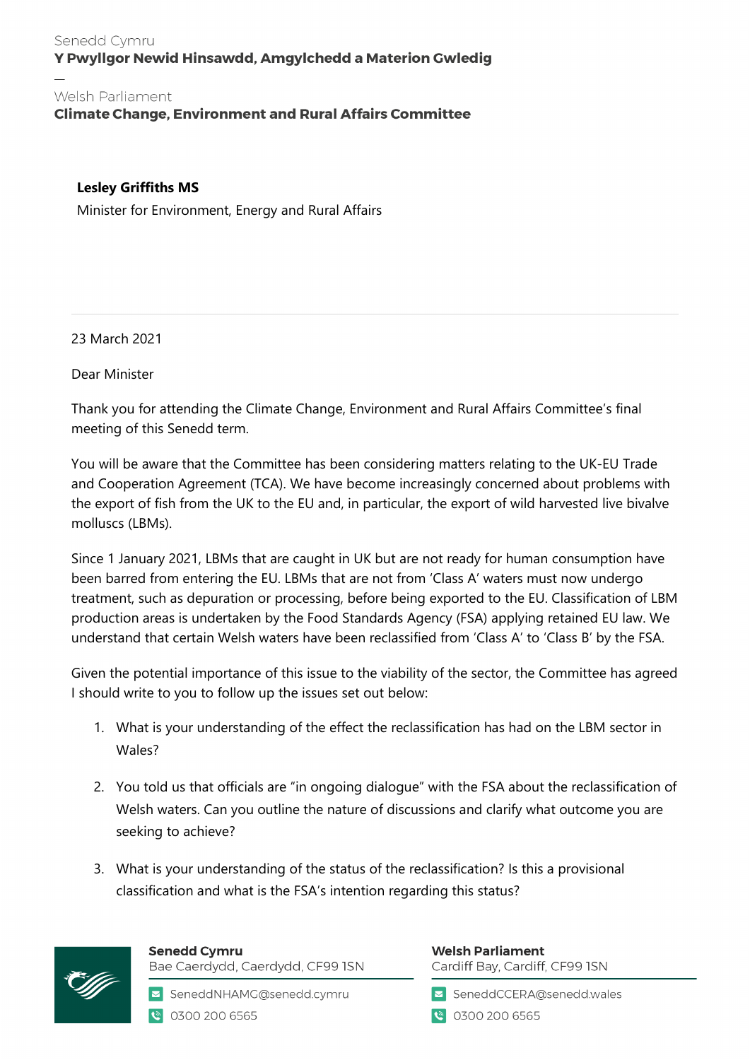Senedd Cymru
**Y Pwyllgor Newid Hinsawdd, Amgylchedd a Materion Gwledig**

—

Welsh Parliament
**Climate Change, Environment and Rural Affairs Committee**

**Lesley Griffiths MS**
Minister for Environment, Energy and Rural Affairs

23 March 2021

Dear Minister

Thank you for attending the Climate Change, Environment and Rural Affairs Committee's final meeting of this Senedd term.

You will be aware that the Committee has been considering matters relating to the UK-EU Trade and Cooperation Agreement (TCA). We have become increasingly concerned about problems with the export of fish from the UK to the EU and, in particular, the export of wild harvested live bivalve molluscs (LBMs).

Since 1 January 2021, LBMs that are caught in UK but are not ready for human consumption have been barred from entering the EU. LBMs that are not from 'Class A' waters must now undergo treatment, such as depuration or processing, before being exported to the EU. Classification of LBM production areas is undertaken by the Food Standards Agency (FSA) applying retained EU law. We understand that certain Welsh waters have been reclassified from 'Class A' to 'Class B' by the FSA.

Given the potential importance of this issue to the viability of the sector, the Committee has agreed I should write to you to follow up the issues set out below:

1. What is your understanding of the effect the reclassification has had on the LBM sector in Wales?
2. You told us that officials are "in ongoing dialogue" with the FSA about the reclassification of Welsh waters. Can you outline the nature of discussions and clarify what outcome you are seeking to achieve?
3. What is your understanding of the status of the reclassification? Is this a provisional classification and what is the FSA's intention regarding this status?

**Senedd Cymru**
Bae Caerdydd, Caerdydd, CF99 1SN
SeneddNHAMG@senedd.cymru
0300 200 6565

**Welsh Parliament**
Cardiff Bay, Cardiff, CF99 1SN
SeneddCCERA@senedd.wales
0300 200 6565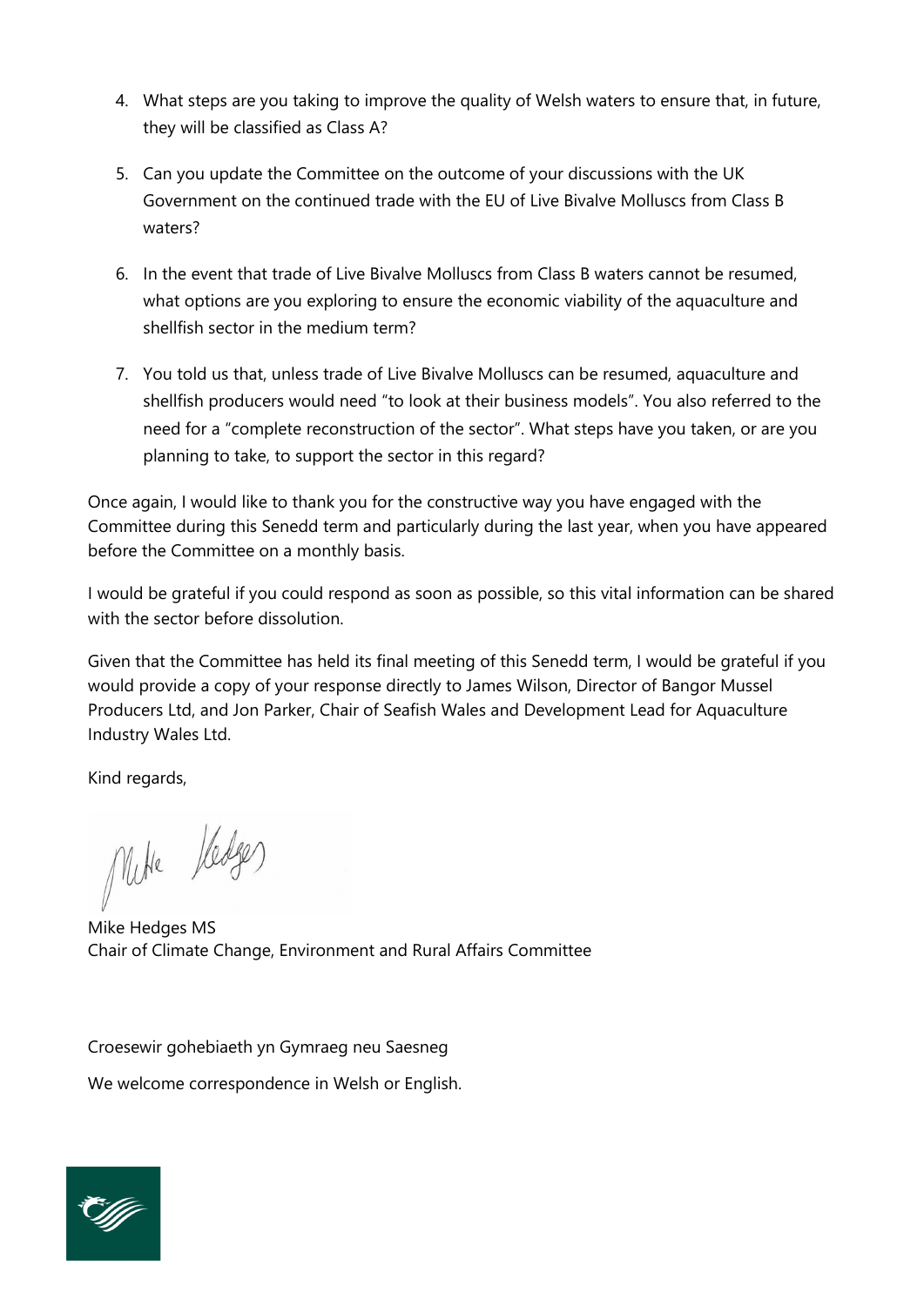4. What steps are you taking to improve the quality of Welsh waters to ensure that, in future, they will be classified as Class A?

5. Can you update the Committee on the outcome of your discussions with the UK Government on the continued trade with the EU of Live Bivalve Molluscs from Class B waters?

6. In the event that trade of Live Bivalve Molluscs from Class B waters cannot be resumed, what options are you exploring to ensure the economic viability of the aquaculture and shellfish sector in the medium term?

7. You told us that, unless trade of Live Bivalve Molluscs can be resumed, aquaculture and shellfish producers would need "to look at their business models". You also referred to the need for a "complete reconstruction of the sector". What steps have you taken, or are you planning to take, to support the sector in this regard?

Once again, I would like to thank you for the constructive way you have engaged with the Committee during this Senedd term and particularly during the last year, when you have appeared before the Committee on a monthly basis.

I would be grateful if you could respond as soon as possible, so this vital information can be shared with the sector before dissolution.

Given that the Committee has held its final meeting of this Senedd term, I would be grateful if you would provide a copy of your response directly to James Wilson, Director of Bangor Mussel Producers Ltd, and Jon Parker, Chair of Seafish Wales and Development Lead for Aquaculture Industry Wales Ltd.

Kind regards,

Mike Hedges MS
Chair of Climate Change, Environment and Rural Affairs Committee

Croesewir gohebiaeth yn Gymraeg neu Saesneg

We welcome correspondence in Welsh or English.